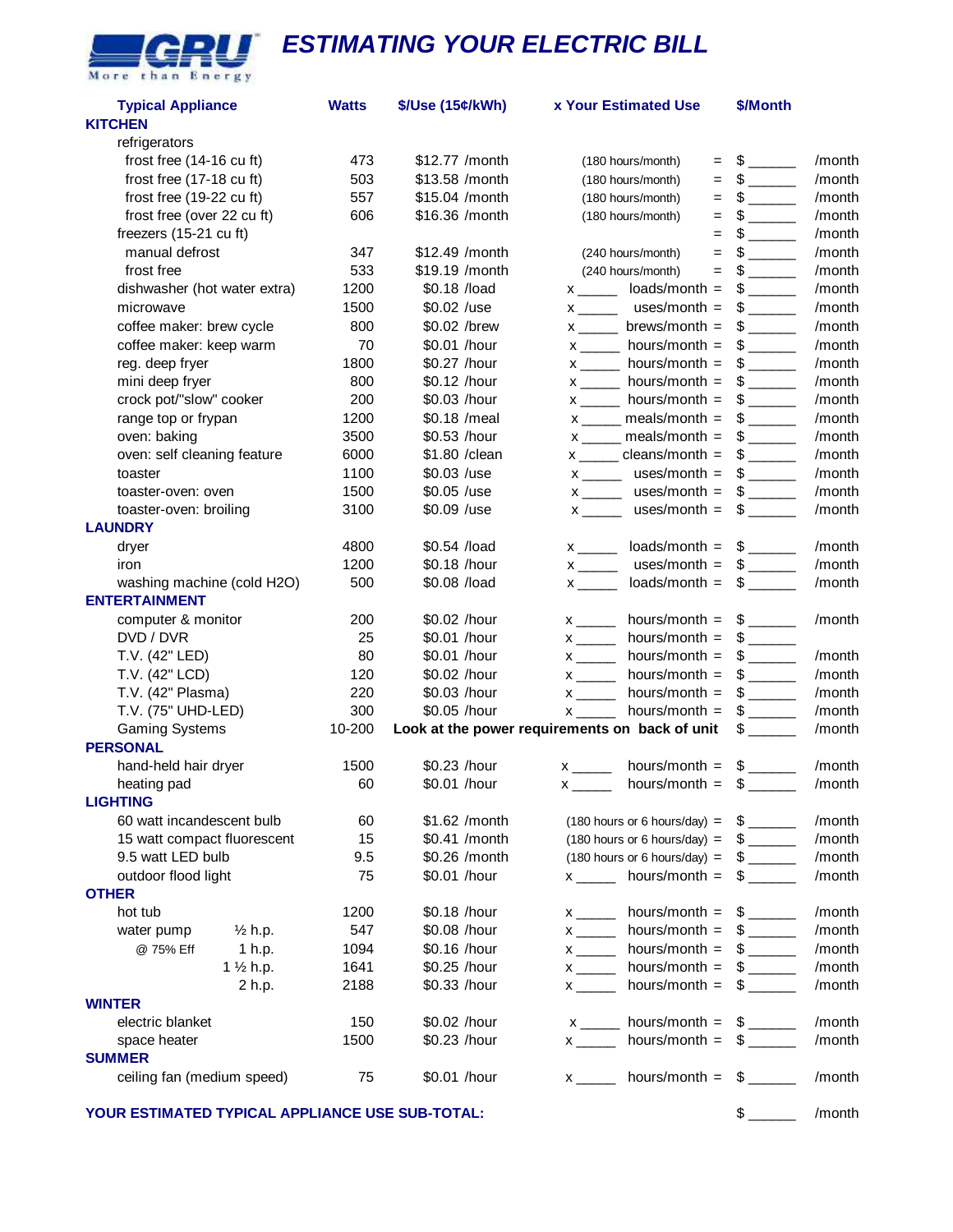GRU
More than Energy

# ESTIMATING YOUR ELECTRIC BILL

| Typical Appliance | Watts | $/Use (15¢/kWh) | x Your Estimated Use | $/Month | |
|---|---|---|---|---|---|
| **KITCHEN** | | | | | |
| refrigerators | | | | | |
| frost free (14-16 cu ft) | 473 | $12.77 /month | (180 hours/month) = | $ ______ | /month |
| frost free (17-18 cu ft) | 503 | $13.58 /month | (180 hours/month) = | $ ______ | /month |
| frost free (19-22 cu ft) | 557 | $15.04 /month | (180 hours/month) = | $ ______ | /month |
| frost free (over 22 cu ft) | 606 | $16.36 /month | (180 hours/month) = | $ ______ | /month |
| freezers (15-21 cu ft) | | | = | $ ______ | /month |
| manual defrost | 347 | $12.49 /month | (240 hours/month) = | $ ______ | /month |
| frost free | 533 | $19.19 /month | (240 hours/month) = | $ ______ | /month |
| dishwasher (hot water extra) | 1200 | $0.18 /load | x _____ loads/month = | $ ______ | /month |
| microwave | 1500 | $0.02 /use | x _____ uses/month = | $ ______ | /month |
| coffee maker: brew cycle | 800 | $0.02 /brew | x _____ brews/month = | $ ______ | /month |
| coffee maker: keep warm | 70 | $0.01 /hour | x _____ hours/month = | $ ______ | /month |
| reg. deep fryer | 1800 | $0.27 /hour | x _____ hours/month = | $ ______ | /month |
| mini deep fryer | 800 | $0.12 /hour | x _____ hours/month = | $ ______ | /month |
| crock pot/"slow" cooker | 200 | $0.03 /hour | x _____ hours/month = | $ ______ | /month |
| range top or frypan | 1200 | $0.18 /meal | x _____ meals/month = | $ ______ | /month |
| oven: baking | 3500 | $0.53 /hour | x _____ meals/month = | $ ______ | /month |
| oven: self cleaning feature | 6000 | $1.80 /clean | x _____ cleans/month = | $ ______ | /month |
| toaster | 1100 | $0.03 /use | x _____ uses/month = | $ ______ | /month |
| toaster-oven: oven | 1500 | $0.05 /use | x _____ uses/month = | $ ______ | /month |
| toaster-oven: broiling | 3100 | $0.09 /use | x _____ uses/month = | $ ______ | /month |
| **LAUNDRY** | | | | | |
| dryer | 4800 | $0.54 /load | x _____ loads/month = | $ ______ | /month |
| iron | 1200 | $0.18 /hour | x _____ uses/month = | $ ______ | /month |
| washing machine (cold H2O) | 500 | $0.08 /load | x _____ loads/month = | $ ______ | /month |
| **ENTERTAINMENT** | | | | | |
| computer & monitor | 200 | $0.02 /hour | x _____ hours/month = | $ ______ | /month |
| DVD / DVR | 25 | $0.01 /hour | x _____ hours/month = | $ ______ | |
| T.V. (42" LED) | 80 | $0.01 /hour | x _____ hours/month = | $ ______ | /month |
| T.V. (42" LCD) | 120 | $0.02 /hour | x _____ hours/month = | $ ______ | /month |
| T.V. (42" Plasma) | 220 | $0.03 /hour | x _____ hours/month = | $ ______ | /month |
| T.V. (75" UHD-LED) | 300 | $0.05 /hour | x _____ hours/month = | $ ______ | /month |
| Gaming Systems | 10-200 | **Look at the power requirements on back of unit** | | $ ______ | /month |
| **PERSONAL** | | | | | |
| hand-held hair dryer | 1500 | $0.23 /hour | x _____ hours/month = | $ ______ | /month |
| heating pad | 60 | $0.01 /hour | x _____ hours/month = | $ ______ | /month |
| **LIGHTING** | | | | | |
| 60 watt incandescent bulb | 60 | $1.62 /month | (180 hours or 6 hours/day) = | $ ______ | /month |
| 15 watt compact fluorescent | 15 | $0.41 /month | (180 hours or 6 hours/day) = | $ ______ | /month |
| 9.5 watt LED bulb | 9.5 | $0.26 /month | (180 hours or 6 hours/day) = | $ ______ | /month |
| outdoor flood light | 75 | $0.01 /hour | x _____ hours/month = | $ ______ | /month |
| **OTHER** | | | | | |
| hot tub | 1200 | $0.18 /hour | x _____ hours/month = | $ ______ | /month |
| water pump ½ h.p. | 547 | $0.08 /hour | x _____ hours/month = | $ ______ | /month |
| @ 75% Eff 1 h.p. | 1094 | $0.16 /hour | x _____ hours/month = | $ ______ | /month |
| 1 ½ h.p. | 1641 | $0.25 /hour | x _____ hours/month = | $ ______ | /month |
| 2 h.p. | 2188 | $0.33 /hour | x _____ hours/month = | $ ______ | /month |
| **WINTER** | | | | | |
| electric blanket | 150 | $0.02 /hour | x _____ hours/month = | $ ______ | /month |
| space heater | 1500 | $0.23 /hour | x _____ hours/month = | $ ______ | /month |
| **SUMMER** | | | | | |
| ceiling fan (medium speed) | 75 | $0.01 /hour | x _____ hours/month = | $ ______ | /month |

**YOUR ESTIMATED TYPICAL APPLIANCE USE SUB-TOTAL:** $ ______ /month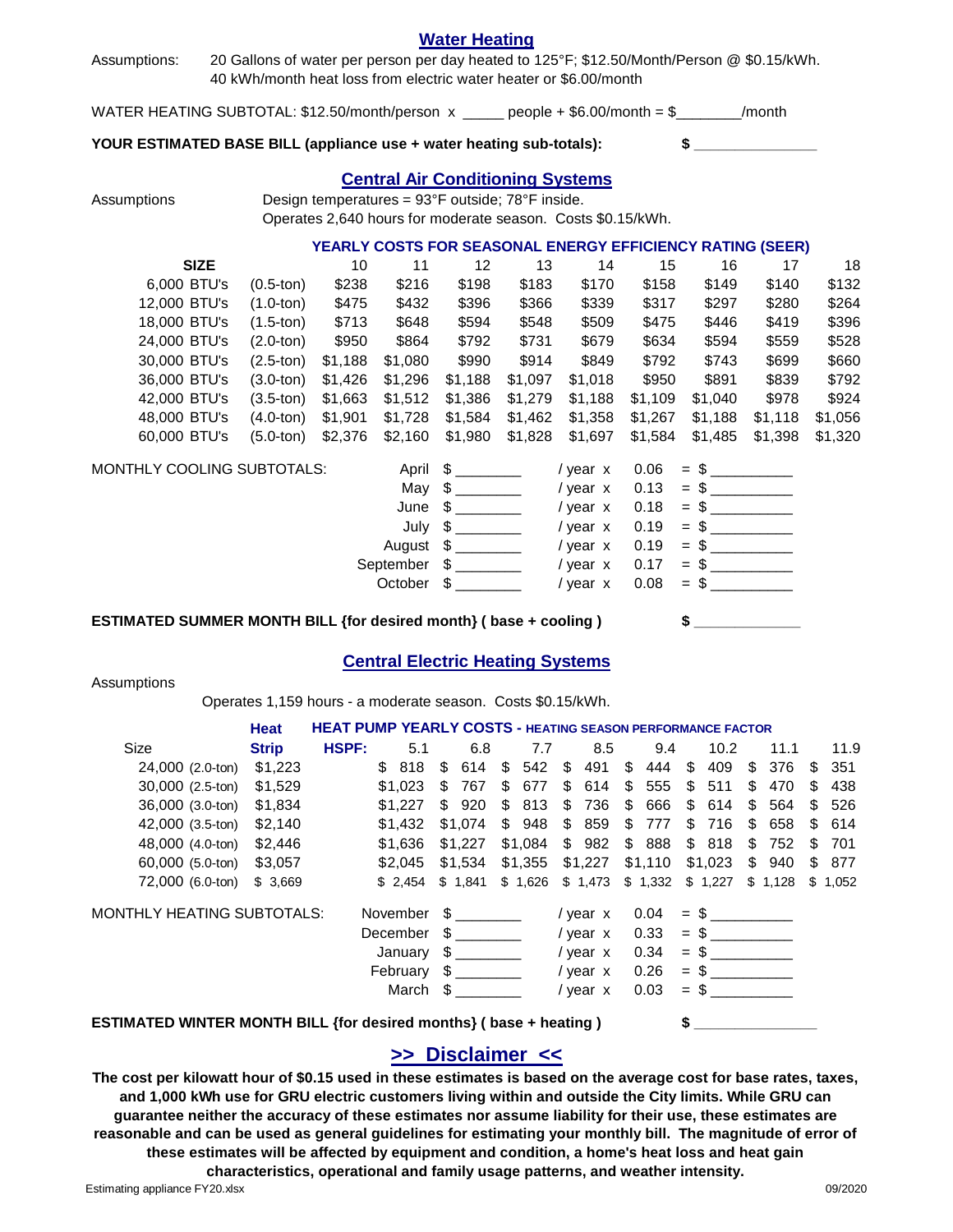## Water Heating

Assumptions: 20 Gallons of water per person per day heated to 125°F; $12.50/Month/Person @ $0.15/kWh. 40 kWh/month heat loss from electric water heater or $6.00/month

WATER HEATING SUBTOTAL: $12.50/month/person x _____ people + $6.00/month = $________/month

**YOUR ESTIMATED BASE BILL (appliance use + water heating sub-totals): $ _______________**

## Central Air Conditioning Systems

Assumptions: Design temperatures = 93°F outside; 78°F inside. Operates 2,640 hours for moderate season. Costs $0.15/kWh.

| | | YEARLY COSTS FOR SEASONAL ENERGY EFFICIENCY RATING (SEER) | | | | | | | | |
|---|---|---|---|---|---|---|---|---|---|---|
| **SIZE** | | 10 | 11 | 12 | 13 | 14 | 15 | 16 | 17 | 18 |
| 6,000 BTU's | (0.5-ton) | $238 | $216 | $198 | $183 | $170 | $158 | $149 | $140 | $132 |
| 12,000 BTU's | (1.0-ton) | $475 | $432 | $396 | $366 | $339 | $317 | $297 | $280 | $264 |
| 18,000 BTU's | (1.5-ton) | $713 | $648 | $594 | $548 | $509 | $475 | $446 | $419 | $396 |
| 24,000 BTU's | (2.0-ton) | $950 | $864 | $792 | $731 | $679 | $634 | $594 | $559 | $528 |
| 30,000 BTU's | (2.5-ton) | $1,188 | $1,080 | $990 | $914 | $849 | $792 | $743 | $699 | $660 |
| 36,000 BTU's | (3.0-ton) | $1,426 | $1,296 | $1,188 | $1,097 | $1,018 | $950 | $891 | $839 | $792 |
| 42,000 BTU's | (3.5-ton) | $1,663 | $1,512 | $1,386 | $1,279 | $1,188 | $1,109 | $1,040 | $978 | $924 |
| 48,000 BTU's | (4.0-ton) | $1,901 | $1,728 | $1,584 | $1,462 | $1,358 | $1,267 | $1,188 | $1,118 | $1,056 |
| 60,000 BTU's | (5.0-ton) | $2,376 | $2,160 | $1,980 | $1,828 | $1,697 | $1,584 | $1,485 | $1,398 | $1,320 |

MONTHLY COOLING SUBTOTALS:

| Month | | | Factor | |
|---|---|---|---|---|
| April | $ ________ | / year x | 0.06 | = $ __________ |
| May | $ ________ | / year x | 0.13 | = $ __________ |
| June | $ ________ | / year x | 0.18 | = $ __________ |
| July | $ ________ | / year x | 0.19 | = $ __________ |
| August | $ ________ | / year x | 0.19 | = $ __________ |
| September | $ ________ | / year x | 0.17 | = $ __________ |
| October | $ ________ | / year x | 0.08 | = $ __________ |

**ESTIMATED SUMMER MONTH BILL {for desired month} ( base + cooling ) $ _____________**

## Central Electric Heating Systems

Assumptions

Operates 1,159 hours - a moderate season. Costs $0.15/kWh.

| | **Heat** | **HEAT PUMP YEARLY COSTS - HEATING SEASON PERFORMANCE FACTOR** | | | | | | | |
|---|---|---|---|---|---|---|---|---|---|
| Size | **Strip** | **HSPF:** 5.1 | 6.8 | 7.7 | 8.5 | 9.4 | 10.2 | 11.1 | 11.9 |
| 24,000 (2.0-ton) | $1,223 | $ 818 | $ 614 | $ 542 | $ 491 | $ 444 | $ 409 | $ 376 | $ 351 |
| 30,000 (2.5-ton) | $1,529 | $1,023 | $ 767 | $ 677 | $ 614 | $ 555 | $ 511 | $ 470 | $ 438 |
| 36,000 (3.0-ton) | $1,834 | $1,227 | $ 920 | $ 813 | $ 736 | $ 666 | $ 614 | $ 564 | $ 526 |
| 42,000 (3.5-ton) | $2,140 | $1,432 | $1,074 | $ 948 | $ 859 | $ 777 | $ 716 | $ 658 | $ 614 |
| 48,000 (4.0-ton) | $2,446 | $1,636 | $1,227 | $1,084 | $ 982 | $ 888 | $ 818 | $ 752 | $ 701 |
| 60,000 (5.0-ton) | $3,057 | $2,045 | $1,534 | $1,355 | $1,227 | $1,110 | $1,023 | $ 940 | $ 877 |
| 72,000 (6.0-ton) | $ 3,669 | $ 2,454 | $ 1,841 | $ 1,626 | $ 1,473 | $ 1,332 | $ 1,227 | $ 1,128 | $ 1,052 |

MONTHLY HEATING SUBTOTALS:

| Month | | | Factor | |
|---|---|---|---|---|
| November | $ ________ | / year x | 0.04 | = $ __________ |
| December | $ ________ | / year x | 0.33 | = $ __________ |
| January | $ ________ | / year x | 0.34 | = $ __________ |
| February | $ ________ | / year x | 0.26 | = $ __________ |
| March | $ ________ | / year x | 0.03 | = $ __________ |

**ESTIMATED WINTER MONTH BILL {for desired months} ( base + heating ) $ _______________**

## >> Disclaimer <<

**The cost per kilowatt hour of $0.15 used in these estimates is based on the average cost for base rates, taxes, and 1,000 kWh use for GRU electric customers living within and outside the City limits. While GRU can guarantee neither the accuracy of these estimates nor assume liability for their use, these estimates are reasonable and can be used as general guidelines for estimating your monthly bill. The magnitude of error of these estimates will be affected by equipment and condition, a home's heat loss and heat gain characteristics, operational and family usage patterns, and weather intensity.**

Estimating appliance FY20.xlsx 09/2020